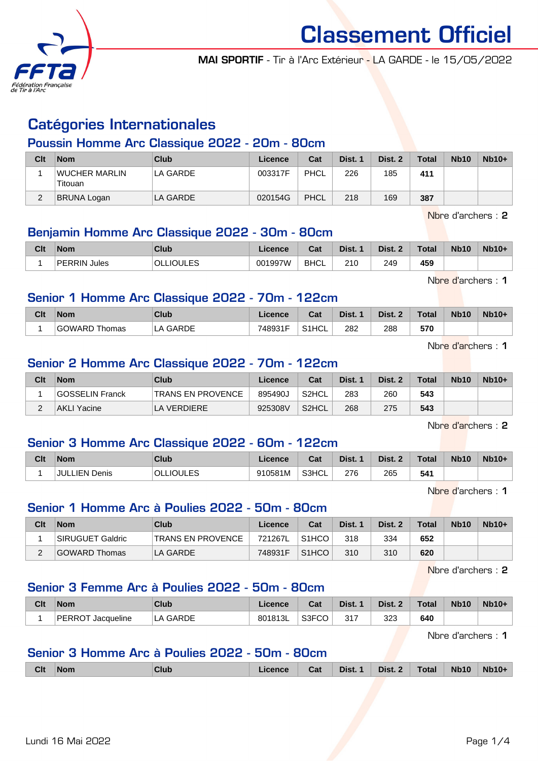# Classement Officiel

**MAI SPORTIF** - Tir à l'Arc Extérieur - LA GARDE - le 15/05/2022

## Catégories Internationales

### Poussin Homme Arc Classique 2022 - 20m - 80cm

| Clt | Nom | Club | Licence | Cat | Dist. 1 | Dist. 2 | Total | Nb10 | Nb10+ |
|---|---|---|---|---|---|---|---|---|---|
| 1 | WUCHER MARLIN Titouan | LA GARDE | 003317F | PHCL | 226 | 185 | **411** | | |
| 2 | BRUNA Logan | LA GARDE | 020154G | PHCL | 218 | 169 | **387** | | |

Nbre d'archers : **2**

### Benjamin Homme Arc Classique 2022 - 30m - 80cm

| Clt | Nom | Club | Licence | Cat | Dist. 1 | Dist. 2 | Total | Nb10 | Nb10+ |
|---|---|---|---|---|---|---|---|---|---|
| 1 | PERRIN Jules | OLLIOULES | 001997W | BHCL | 210 | 249 | **459** | | |

Nbre d'archers : **1**

### Senior 1 Homme Arc Classique 2022 - 70m - 122cm

| Clt | Nom | Club | Licence | Cat | Dist. 1 | Dist. 2 | Total | Nb10 | Nb10+ |
|---|---|---|---|---|---|---|---|---|---|
| 1 | GOWARD Thomas | LA GARDE | 748931F | S1HCL | 282 | 288 | **570** | | |

Nbre d'archers : **1**

### Senior 2 Homme Arc Classique 2022 - 70m - 122cm

| Clt | Nom | Club | Licence | Cat | Dist. 1 | Dist. 2 | Total | Nb10 | Nb10+ |
|---|---|---|---|---|---|---|---|---|---|
| 1 | GOSSELIN Franck | TRANS EN PROVENCE | 895490J | S2HCL | 283 | 260 | **543** | | |
| 2 | AKLI Yacine | LA VERDIERE | 925308V | S2HCL | 268 | 275 | **543** | | |

Nbre d'archers : **2**

### Senior 3 Homme Arc Classique 2022 - 60m - 122cm

| Clt | Nom | Club | Licence | Cat | Dist. 1 | Dist. 2 | Total | Nb10 | Nb10+ |
|---|---|---|---|---|---|---|---|---|---|
| 1 | JULLIEN Denis | OLLIOULES | 910581M | S3HCL | 276 | 265 | **541** | | |

Nbre d'archers : **1**

### Senior 1 Homme Arc à Poulies 2022 - 50m - 80cm

| Clt | Nom | Club | Licence | Cat | Dist. 1 | Dist. 2 | Total | Nb10 | Nb10+ |
|---|---|---|---|---|---|---|---|---|---|
| 1 | SIRUGUET Galdric | TRANS EN PROVENCE | 721267L | S1HCO | 318 | 334 | **652** | | |
| 2 | GOWARD Thomas | LA GARDE | 748931F | S1HCO | 310 | 310 | **620** | | |

Nbre d'archers : **2**

### Senior 3 Femme Arc à Poulies 2022 - 50m - 80cm

| Clt | Nom | Club | Licence | Cat | Dist. 1 | Dist. 2 | Total | Nb10 | Nb10+ |
|---|---|---|---|---|---|---|---|---|---|
| 1 | PERROT Jacqueline | LA GARDE | 801813L | S3FCO | 317 | 323 | **640** | | |

Nbre d'archers : **1**

### Senior 3 Homme Arc à Poulies 2022 - 50m - 80cm

| Clt | Nom | Club | Licence | Cat | Dist. 1 | Dist. 2 | Total | Nb10 | Nb10+ |
|---|---|---|---|---|---|---|---|---|---|

Lundi 16 Mai 2022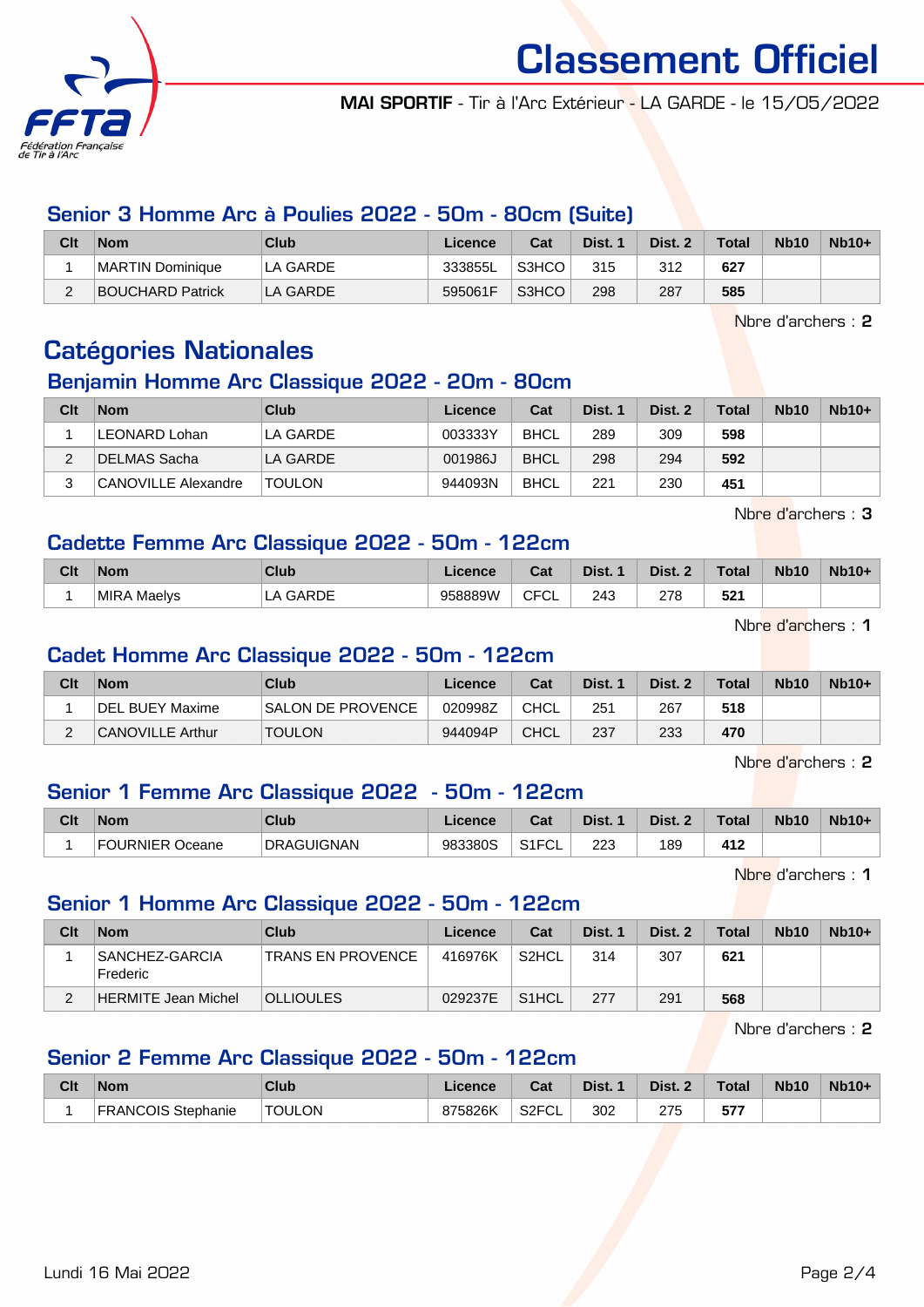# Classement Officiel

**MAI SPORTIF** - Tir à l'Arc Extérieur - LA GARDE - le 15/05/2022

## Senior 3 Homme Arc à Poulies 2022 - 50m - 80cm (Suite)

| Clt | Nom | Club | Licence | Cat | Dist. 1 | Dist. 2 | Total | Nb10 | Nb10+ |
|---|---|---|---|---|---|---|---|---|---|
| 1 | MARTIN Dominique | LA GARDE | 333855L | S3HCO | 315 | 312 | **627** | | |
| 2 | BOUCHARD Patrick | LA GARDE | 595061F | S3HCO | 298 | 287 | **585** | | |

Nbre d'archers : **2**

# Catégories Nationales

## Benjamin Homme Arc Classique 2022 - 20m - 80cm

| Clt | Nom | Club | Licence | Cat | Dist. 1 | Dist. 2 | Total | Nb10 | Nb10+ |
|---|---|---|---|---|---|---|---|---|---|
| 1 | LEONARD Lohan | LA GARDE | 003333Y | BHCL | 289 | 309 | **598** | | |
| 2 | DELMAS Sacha | LA GARDE | 001986J | BHCL | 298 | 294 | **592** | | |
| 3 | CANOVILLE Alexandre | TOULON | 944093N | BHCL | 221 | 230 | **451** | | |

Nbre d'archers : **3**

## Cadette Femme Arc Classique 2022 - 50m - 122cm

| Clt | Nom | Club | Licence | Cat | Dist. 1 | Dist. 2 | Total | Nb10 | Nb10+ |
|---|---|---|---|---|---|---|---|---|---|
| 1 | MIRA Maelys | LA GARDE | 958889W | CFCL | 243 | 278 | **521** | | |

Nbre d'archers : **1**

## Cadet Homme Arc Classique 2022 - 50m - 122cm

| Clt | Nom | Club | Licence | Cat | Dist. 1 | Dist. 2 | Total | Nb10 | Nb10+ |
|---|---|---|---|---|---|---|---|---|---|
| 1 | DEL BUEY Maxime | SALON DE PROVENCE | 020998Z | CHCL | 251 | 267 | **518** | | |
| 2 | CANOVILLE Arthur | TOULON | 944094P | CHCL | 237 | 233 | **470** | | |

Nbre d'archers : **2**

## Senior 1 Femme Arc Classique 2022 - 50m - 122cm

| Clt | Nom | Club | Licence | Cat | Dist. 1 | Dist. 2 | Total | Nb10 | Nb10+ |
|---|---|---|---|---|---|---|---|---|---|
| 1 | FOURNIER Oceane | DRAGUIGNAN | 983380S | S1FCL | 223 | 189 | **412** | | |

Nbre d'archers : **1**

## Senior 1 Homme Arc Classique 2022 - 50m - 122cm

| Clt | Nom | Club | Licence | Cat | Dist. 1 | Dist. 2 | Total | Nb10 | Nb10+ |
|---|---|---|---|---|---|---|---|---|---|
| 1 | SANCHEZ-GARCIA Frederic | TRANS EN PROVENCE | 416976K | S2HCL | 314 | 307 | **621** | | |
| 2 | HERMITE Jean Michel | OLLIOULES | 029237E | S1HCL | 277 | 291 | **568** | | |

Nbre d'archers : **2**

## Senior 2 Femme Arc Classique 2022 - 50m - 122cm

| Clt | Nom | Club | Licence | Cat | Dist. 1 | Dist. 2 | Total | Nb10 | Nb10+ |
|---|---|---|---|---|---|---|---|---|---|
| 1 | FRANCOIS Stephanie | TOULON | 875826K | S2FCL | 302 | 275 | **577** | | |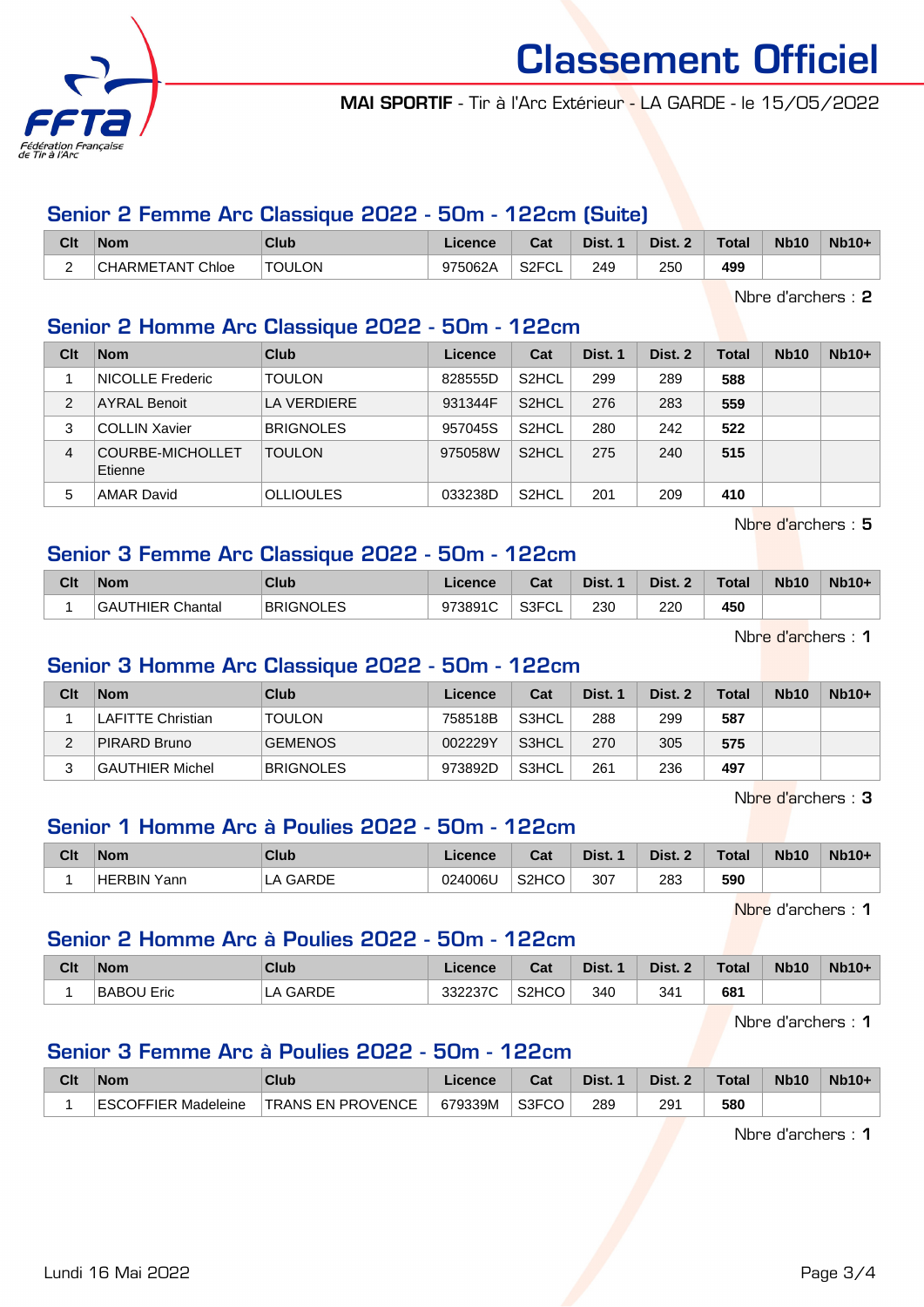# Classement Officiel

**MAI SPORTIF** - Tir à l'Arc Extérieur - LA GARDE - le 15/05/2022

## Senior 2 Femme Arc Classique 2022 - 50m - 122cm (Suite)

| Clt | Nom | Club | Licence | Cat | Dist. 1 | Dist. 2 | Total | Nb10 | Nb10+ |
|---|---|---|---|---|---|---|---|---|---|
| 2 | CHARMETANT Chloe | TOULON | 975062A | S2FCL | 249 | 250 | **499** | | |

Nbre d'archers : **2**

## Senior 2 Homme Arc Classique 2022 - 50m - 122cm

| Clt | Nom | Club | Licence | Cat | Dist. 1 | Dist. 2 | Total | Nb10 | Nb10+ |
|---|---|---|---|---|---|---|---|---|---|
| 1 | NICOLLE Frederic | TOULON | 828555D | S2HCL | 299 | 289 | **588** | | |
| 2 | AYRAL Benoit | LA VERDIERE | 931344F | S2HCL | 276 | 283 | **559** | | |
| 3 | COLLIN Xavier | BRIGNOLES | 957045S | S2HCL | 280 | 242 | **522** | | |
| 4 | COURBE-MICHOLLET Etienne | TOULON | 975058W | S2HCL | 275 | 240 | **515** | | |
| 5 | AMAR David | OLLIOULES | 033238D | S2HCL | 201 | 209 | **410** | | |

Nbre d'archers : **5**

## Senior 3 Femme Arc Classique 2022 - 50m - 122cm

| Clt | Nom | Club | Licence | Cat | Dist. 1 | Dist. 2 | Total | Nb10 | Nb10+ |
|---|---|---|---|---|---|---|---|---|---|
| 1 | GAUTHIER Chantal | BRIGNOLES | 973891C | S3FCL | 230 | 220 | **450** | | |

Nbre d'archers : **1**

## Senior 3 Homme Arc Classique 2022 - 50m - 122cm

| Clt | Nom | Club | Licence | Cat | Dist. 1 | Dist. 2 | Total | Nb10 | Nb10+ |
|---|---|---|---|---|---|---|---|---|---|
| 1 | LAFITTE Christian | TOULON | 758518B | S3HCL | 288 | 299 | **587** | | |
| 2 | PIRARD Bruno | GEMENOS | 002229Y | S3HCL | 270 | 305 | **575** | | |
| 3 | GAUTHIER Michel | BRIGNOLES | 973892D | S3HCL | 261 | 236 | **497** | | |

Nbre d'archers : **3**

## Senior 1 Homme Arc à Poulies 2022 - 50m - 122cm

| Clt | Nom | Club | Licence | Cat | Dist. 1 | Dist. 2 | Total | Nb10 | Nb10+ |
|---|---|---|---|---|---|---|---|---|---|
| 1 | HERBIN Yann | LA GARDE | 024006U | S2HCO | 307 | 283 | **590** | | |

Nbre d'archers : **1**

## Senior 2 Homme Arc à Poulies 2022 - 50m - 122cm

| Clt | Nom | Club | Licence | Cat | Dist. 1 | Dist. 2 | Total | Nb10 | Nb10+ |
|---|---|---|---|---|---|---|---|---|---|
| 1 | BABOU Eric | LA GARDE | 332237C | S2HCO | 340 | 341 | **681** | | |

Nbre d'archers : **1**

## Senior 3 Femme Arc à Poulies 2022 - 50m - 122cm

| Clt | Nom | Club | Licence | Cat | Dist. 1 | Dist. 2 | Total | Nb10 | Nb10+ |
|---|---|---|---|---|---|---|---|---|---|
| 1 | ESCOFFIER Madeleine | TRANS EN PROVENCE | 679339M | S3FCO | 289 | 291 | **580** | | |

Nbre d'archers : **1**

Lundi 16 Mai 2022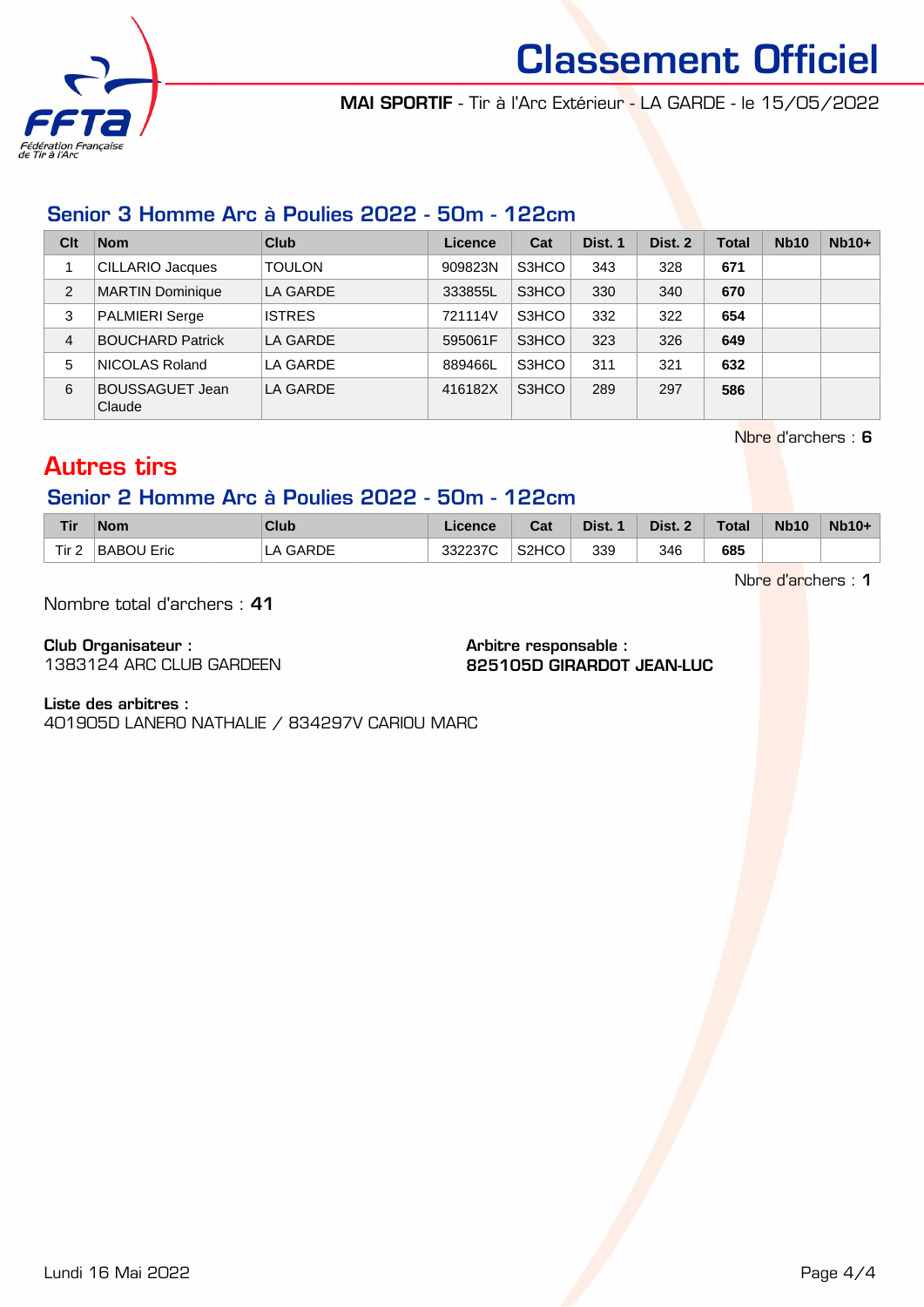# Classement Officiel

**MAI SPORTIF** - Tir à l'Arc Extérieur - LA GARDE - le 15/05/2022

## Senior 3 Homme Arc à Poulies 2022 - 50m - 122cm

| Clt | Nom | Club | Licence | Cat | Dist. 1 | Dist. 2 | Total | Nb10 | Nb10+ |
|---|---|---|---|---|---|---|---|---|---|
| 1 | CILLARIO Jacques | TOULON | 909823N | S3HCO | 343 | 328 | **671** | | |
| 2 | MARTIN Dominique | LA GARDE | 333855L | S3HCO | 330 | 340 | **670** | | |
| 3 | PALMIERI Serge | ISTRES | 721114V | S3HCO | 332 | 322 | **654** | | |
| 4 | BOUCHARD Patrick | LA GARDE | 595061F | S3HCO | 323 | 326 | **649** | | |
| 5 | NICOLAS Roland | LA GARDE | 889466L | S3HCO | 311 | 321 | **632** | | |
| 6 | BOUSSAGUET Jean Claude | LA GARDE | 416182X | S3HCO | 289 | 297 | **586** | | |

Nbre d'archers : **6**

# Autres tirs

## Senior 2 Homme Arc à Poulies 2022 - 50m - 122cm

| Tir | Nom | Club | Licence | Cat | Dist. 1 | Dist. 2 | Total | Nb10 | Nb10+ |
|---|---|---|---|---|---|---|---|---|---|
| Tir 2 | BABOU Eric | LA GARDE | 332237C | S2HCO | 339 | 346 | **685** | | |

Nbre d'archers : **1**

Nombre total d'archers : **41**

**Club Organisateur :**
1383124 ARC CLUB GARDEEN

**Arbitre responsable :**
**825105D GIRARDOT JEAN-LUC**

**Liste des arbitres :**
401905D LANERO NATHALIE / 834297V CARIOU MARC

Lundi 16 Mai 2022